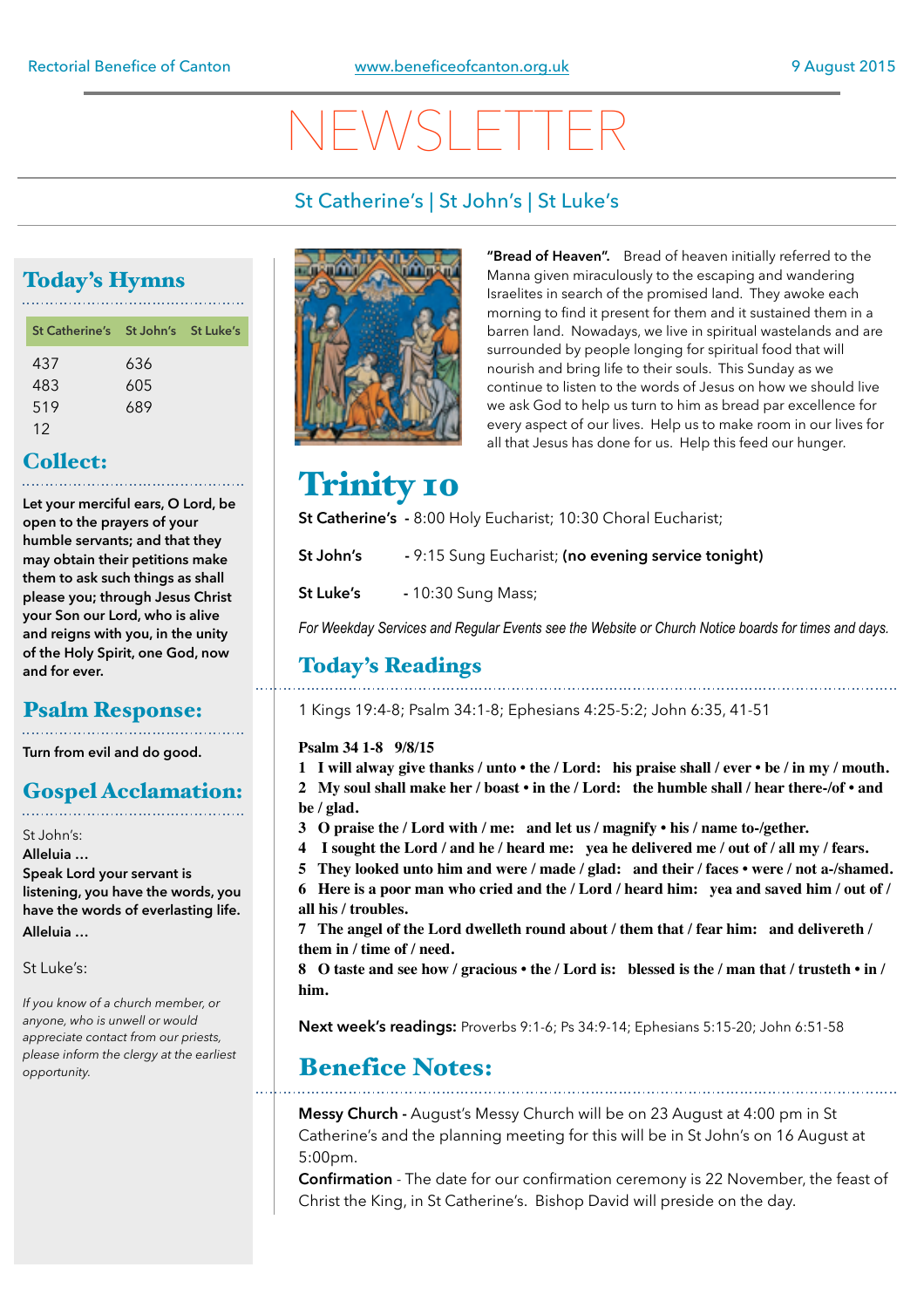Rectorial Benefice of Canton | www.beneficeofcanton.org.uk | 9 August 2015

# NEWSLETTER

St Catherine's | St John's | St Luke's

## Today's Hymns

| St Catherine's | St John's | St Luke's |
|---|---|---|
| 437 | 636 | |
| 483 | 605 | |
| 519 | 689 | |
| 12 | | |

## Collect:

**Let your merciful ears, O Lord, be open to the prayers of your humble servants; and that they may obtain their petitions make them to ask such things as shall please you; through Jesus Christ your Son our Lord, who is alive and reigns with you, in the unity of the Holy Spirit, one God, now and for ever.**

## Psalm Response:

**Turn from evil and do good.**

## Gospel Acclamation:

St John's:

**Alleluia …**

**Speak Lord your servant is listening, you have the words, you have the words of everlasting life.**

**Alleluia …**

St Luke's:

*If you know of a church member, or anyone, who is unwell or would appreciate contact from our priests, please inform the clergy at the earliest opportunity.*

**"Bread of Heaven".** Bread of heaven initially referred to the Manna given miraculously to the escaping and wandering Israelites in search of the promised land. They awoke each morning to find it present for them and it sustained them in a barren land. Nowadays, we live in spiritual wastelands and are surrounded by people longing for spiritual food that will nourish and bring life to their souls. This Sunday as we continue to listen to the words of Jesus on how we should live we ask God to help us turn to him as bread par excellence for every aspect of our lives. Help us to make room in our lives for all that Jesus has done for us. Help this feed our hunger.

# Trinity 10

**St Catherine's** - 8:00 Holy Eucharist; 10:30 Choral Eucharist;

**St John's** - 9:15 Sung Eucharist; **(no evening service tonight)**

**St Luke's** - 10:30 Sung Mass;

*For Weekday Services and Regular Events see the Website or Church Notice boards for times and days.*

## Today's Readings

1 Kings 19:4-8; Psalm 34:1-8; Ephesians 4:25-5:2; John 6:35, 41-51

**Psalm 34 1-8 9/8/15**

**1 I will alway give thanks / unto • the / Lord: his praise shall / ever • be / in my / mouth.**
**2 My soul shall make her / boast • in the / Lord: the humble shall / hear there-/of • and be / glad.**
**3 O praise the / Lord with / me: and let us / magnify • his / name to-/gether.**
**4 I sought the Lord / and he / heard me: yea he delivered me / out of / all my / fears.**
**5 They looked unto him and were / made / glad: and their / faces • were / not a-/shamed.**
**6 Here is a poor man who cried and the / Lord / heard him: yea and saved him / out of / all his / troubles.**
**7 The angel of the Lord dwelleth round about / them that / fear him: and delivereth / them in / time of / need.**
**8 O taste and see how / gracious • the / Lord is: blessed is the / man that / trusteth • in / him.**

**Next week's readings:** Proverbs 9:1-6; Ps 34:9-14; Ephesians 5:15-20; John 6:51-58

## Benefice Notes:

**Messy Church -** August's Messy Church will be on 23 August at 4:00 pm in St Catherine's and the planning meeting for this will be in St John's on 16 August at 5:00pm.

**Confirmation** - The date for our confirmation ceremony is 22 November, the feast of Christ the King, in St Catherine's. Bishop David will preside on the day.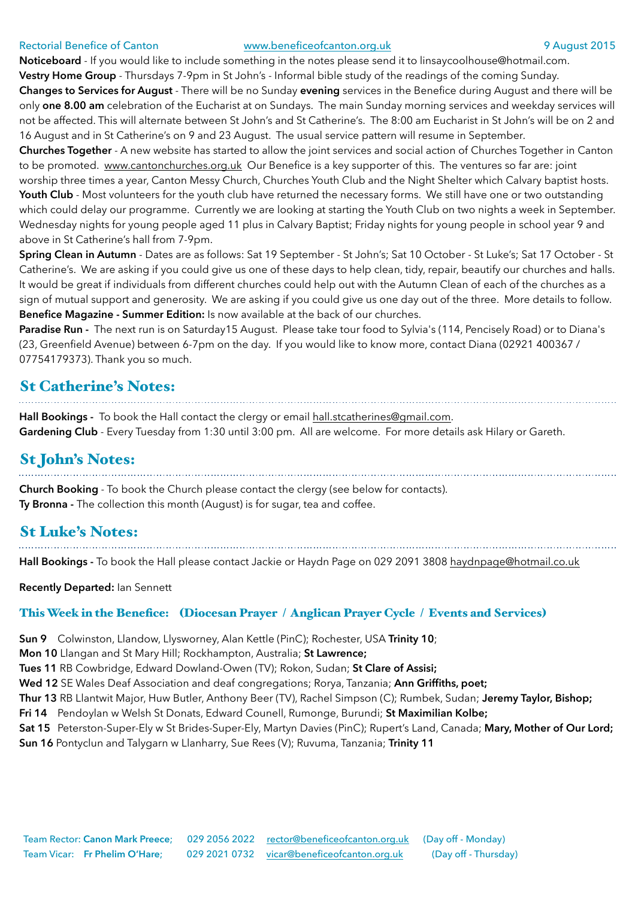**Noticeboard** - If you would like to include something in the notes please send it to linsaycoolhouse@hotmail.com.
**Vestry Home Group** - Thursdays 7-9pm in St John's - Informal bible study of the readings of the coming Sunday.
**Changes to Services for August** - There will be no Sunday **evening** services in the Benefice during August and there will be only **one 8.00 am** celebration of the Eucharist at on Sundays. The main Sunday morning services and weekday services will not be affected. This will alternate between St John's and St Catherine's. The 8:00 am Eucharist in St John's will be on 2 and 16 August and in St Catherine's on 9 and 23 August. The usual service pattern will resume in September.
**Churches Together** - A new website has started to allow the joint services and social action of Churches Together in Canton to be promoted. www.cantonchurches.org.uk Our Benefice is a key supporter of this. The ventures so far are: joint worship three times a year, Canton Messy Church, Churches Youth Club and the Night Shelter which Calvary baptist hosts.
**Youth Club** - Most volunteers for the youth club have returned the necessary forms. We still have one or two outstanding which could delay our programme. Currently we are looking at starting the Youth Club on two nights a week in September. Wednesday nights for young people aged 11 plus in Calvary Baptist; Friday nights for young people in school year 9 and above in St Catherine's hall from 7-9pm.
**Spring Clean in Autumn** - Dates are as follows: Sat 19 September - St John's; Sat 10 October - St Luke's; Sat 17 October - St Catherine's. We are asking if you could give us one of these days to help clean, tidy, repair, beautify our churches and halls. It would be great if individuals from different churches could help out with the Autumn Clean of each of the churches as a sign of mutual support and generosity. We are asking if you could give us one day out of the three. More details to follow.
**Benefice Magazine - Summer Edition:** Is now available at the back of our churches.
**Paradise Run -** The next run is on Saturday15 August. Please take tour food to Sylvia's (114, Pencisely Road) or to Diana's (23, Greenfield Avenue) between 6-7pm on the day. If you would like to know more, contact Diana (02921 400367 / 07754179373). Thank you so much.

## St Catherine's Notes:

**Hall Bookings -** To book the Hall contact the clergy or email hall.stcatherines@gmail.com.
**Gardening Club** - Every Tuesday from 1:30 until 3:00 pm. All are welcome. For more details ask Hilary or Gareth.

## St John's Notes:

**Church Booking** - To book the Church please contact the clergy (see below for contacts).
**Ty Bronna -** The collection this month (August) is for sugar, tea and coffee.

## St Luke's Notes:

**Hall Bookings -** To book the Hall please contact Jackie or Haydn Page on 029 2091 3808 haydnpage@hotmail.co.uk

**Recently Departed:** Ian Sennett

### This Week in the Benefice: (Diocesan Prayer / Anglican Prayer Cycle / Events and Services)

**Sun 9** Colwinston, Llandow, Llysworney, Alan Kettle (PinC); Rochester, USA **Trinity 10**;
**Mon 10** Llangan and St Mary Hill; Rockhampton, Australia; **St Lawrence;**
**Tues 11** RB Cowbridge, Edward Dowland-Owen (TV); Rokon, Sudan; **St Clare of Assisi;**
**Wed 12** SE Wales Deaf Association and deaf congregations; Rorya, Tanzania; **Ann Griffiths, poet;**
**Thur 13** RB Llantwit Major, Huw Butler, Anthony Beer (TV), Rachel Simpson (C); Rumbek, Sudan; **Jeremy Taylor, Bishop;**
**Fri 14** Pendoylan w Welsh St Donats, Edward Counell, Rumonge, Burundi; **St Maximilian Kolbe;**
**Sat 15** Peterston-Super-Ely w St Brides-Super-Ely, Martyn Davies (PinC); Rupert's Land, Canada; **Mary, Mother of Our Lord;**
**Sun 16** Pontyclun and Talygarn w Llanharry, Sue Rees (V); Ruvuma, Tanzania; **Trinity 11**

Team Rector: **Canon Mark Preece;** 029 2056 2022 rector@beneficeofcanton.org.uk (Day off - Monday)
Team Vicar: **Fr Phelim O'Hare;** 029 2021 0732 vicar@beneficeofcanton.org.uk (Day off - Thursday)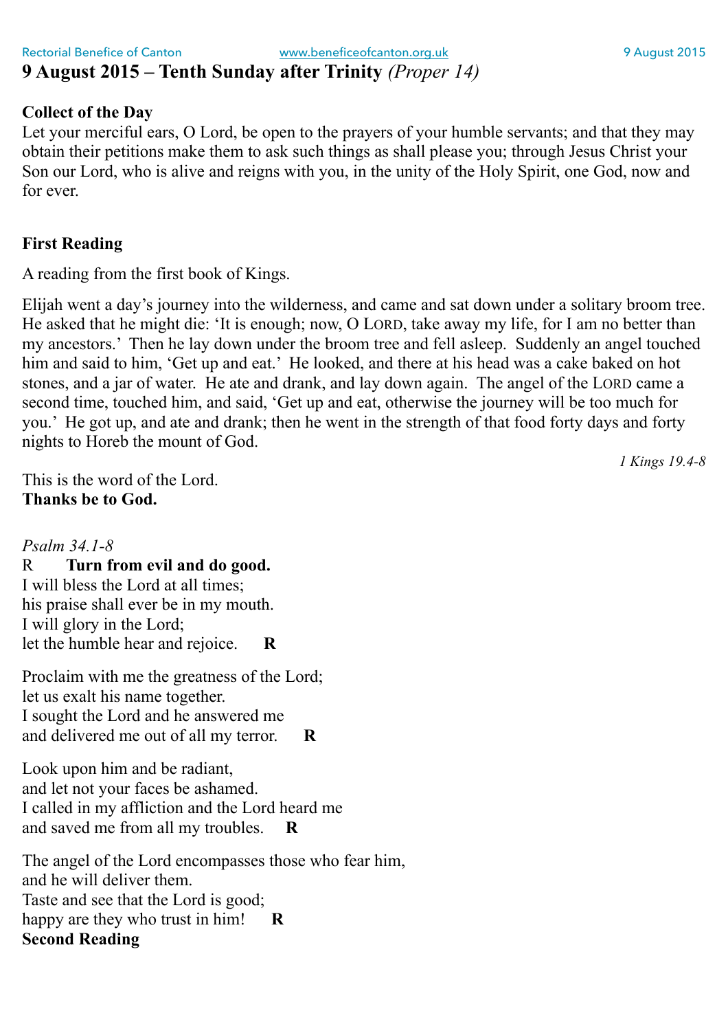# 9 August 2015 – Tenth Sunday after Trinity *(Proper 14)*

**Collect of the Day**

Let your merciful ears, O Lord, be open to the prayers of your humble servants; and that they may obtain their petitions make them to ask such things as shall please you; through Jesus Christ your Son our Lord, who is alive and reigns with you, in the unity of the Holy Spirit, one God, now and for ever.

**First Reading**

A reading from the first book of Kings.

Elijah went a day's journey into the wilderness, and came and sat down under a solitary broom tree. He asked that he might die: 'It is enough; now, O LORD, take away my life, for I am no better than my ancestors.' Then he lay down under the broom tree and fell asleep. Suddenly an angel touched him and said to him, 'Get up and eat.' He looked, and there at his head was a cake baked on hot stones, and a jar of water. He ate and drank, and lay down again. The angel of the LORD came a second time, touched him, and said, 'Get up and eat, otherwise the journey will be too much for you.' He got up, and ate and drank; then he went in the strength of that food forty days and forty nights to Horeb the mount of God.

*1 Kings 19.4-8*

This is the word of the Lord.
**Thanks be to God.**

*Psalm 34.1-8*

R **Turn from evil and do good.**

I will bless the Lord at all times;
his praise shall ever be in my mouth.
I will glory in the Lord;
let the humble hear and rejoice. **R**

Proclaim with me the greatness of the Lord;
let us exalt his name together.
I sought the Lord and he answered me
and delivered me out of all my terror. **R**

Look upon him and be radiant,
and let not your faces be ashamed.
I called in my affliction and the Lord heard me
and saved me from all my troubles. **R**

The angel of the Lord encompasses those who fear him,
and he will deliver them.
Taste and see that the Lord is good;
happy are they who trust in him! **R**

**Second Reading**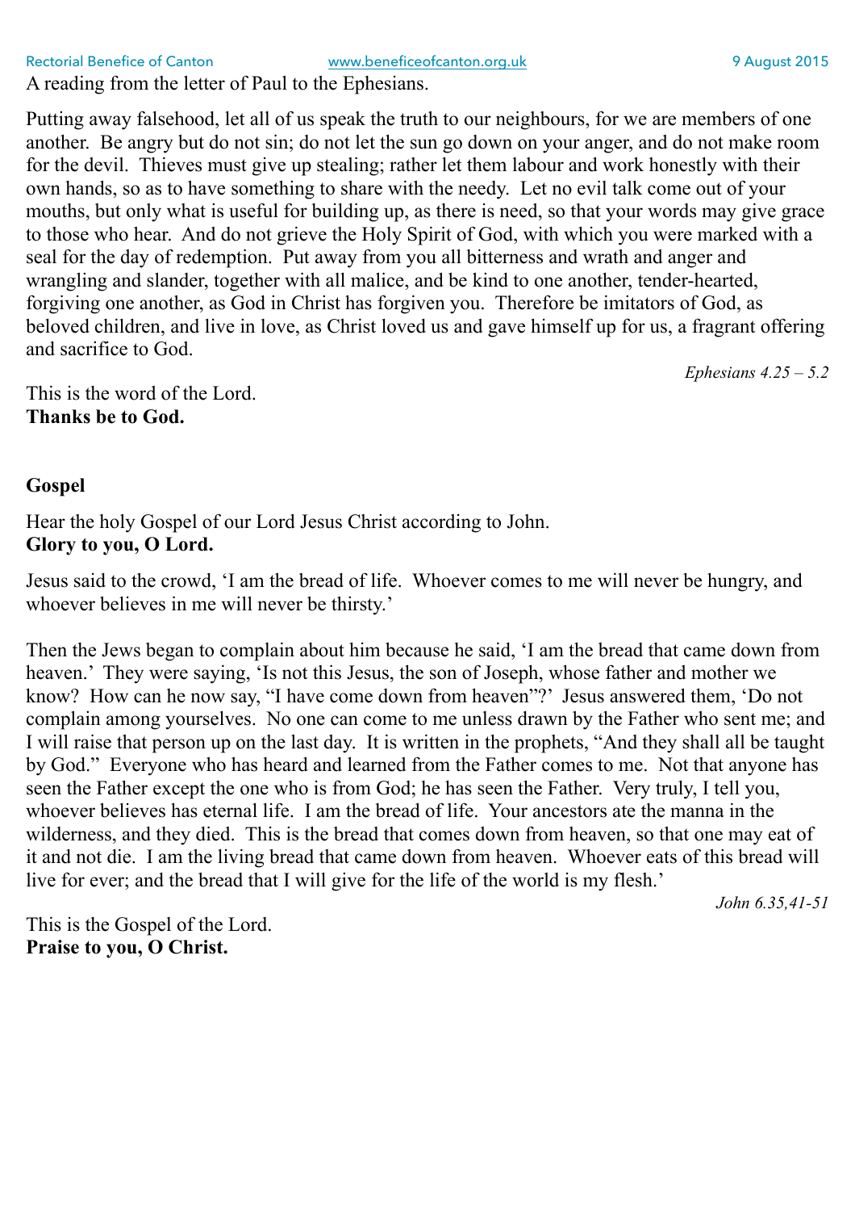A reading from the letter of Paul to the Ephesians.

Putting away falsehood, let all of us speak the truth to our neighbours, for we are members of one another. Be angry but do not sin; do not let the sun go down on your anger, and do not make room for the devil. Thieves must give up stealing; rather let them labour and work honestly with their own hands, so as to have something to share with the needy. Let no evil talk come out of your mouths, but only what is useful for building up, as there is need, so that your words may give grace to those who hear. And do not grieve the Holy Spirit of God, with which you were marked with a seal for the day of redemption. Put away from you all bitterness and wrath and anger and wrangling and slander, together with all malice, and be kind to one another, tender-hearted, forgiving one another, as God in Christ has forgiven you. Therefore be imitators of God, as beloved children, and live in love, as Christ loved us and gave himself up for us, a fragrant offering and sacrifice to God.

*Ephesians 4.25 – 5.2*

This is the word of the Lord.
**Thanks be to God.**

## Gospel

Hear the holy Gospel of our Lord Jesus Christ according to John.
**Glory to you, O Lord.**

Jesus said to the crowd, 'I am the bread of life. Whoever comes to me will never be hungry, and whoever believes in me will never be thirsty.'

Then the Jews began to complain about him because he said, 'I am the bread that came down from heaven.' They were saying, 'Is not this Jesus, the son of Joseph, whose father and mother we know? How can he now say, "I have come down from heaven"?' Jesus answered them, 'Do not complain among yourselves. No one can come to me unless drawn by the Father who sent me; and I will raise that person up on the last day. It is written in the prophets, "And they shall all be taught by God." Everyone who has heard and learned from the Father comes to me. Not that anyone has seen the Father except the one who is from God; he has seen the Father. Very truly, I tell you, whoever believes has eternal life. I am the bread of life. Your ancestors ate the manna in the wilderness, and they died. This is the bread that comes down from heaven, so that one may eat of it and not die. I am the living bread that came down from heaven. Whoever eats of this bread will live for ever; and the bread that I will give for the life of the world is my flesh.'

*John 6.35,41-51*

This is the Gospel of the Lord.
**Praise to you, O Christ.**